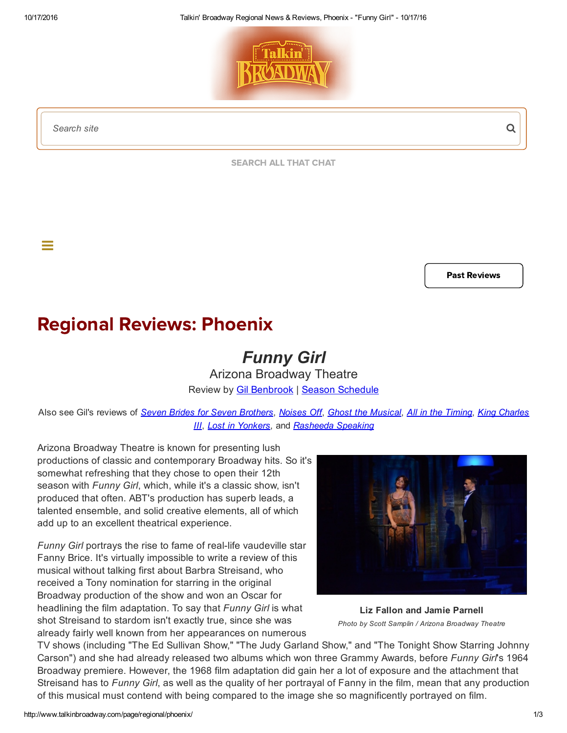Search site

SEARCH ALL THAT CHAT

Past Reviews

# Regional Reviews: Phoenix

## *Funny Girl*

### Arizona Broadway Theatre

Review by Gil Benbrook | Season Schedule

Also see Gil's reviews of *Seven Brides for Seven Brothers*, *Noises Off*, *Ghost the Musical*, *All in the Timing*, *King Charles III*, *Lost in Yonkers*, and *Rasheeda Speaking*

Arizona Broadway Theatre is known for presenting lush productions of classic and contemporary Broadway hits. So it's somewhat refreshing that they chose to open their 12th season with *Funny Girl*, which, while it's a classic show, isn't produced that often. ABT's production has superb leads, a talented ensemble, and solid creative elements, all of which add up to an excellent theatrical experience.

**Liz Fallon and Jamie Parnell**

*Photo by Scott Samplin / Arizona Broadway Theatre*

*Funny Girl* portrays the rise to fame of real-life vaudeville star Fanny Brice. It's virtually impossible to write a review of this musical without talking first about Barbra Streisand, who received a Tony nomination for starring in the original Broadway production of the show and won an Oscar for headlining the film adaptation. To say that *Funny Girl* is what shot Streisand to stardom isn't exactly true, since she was already fairly well known from her appearances on numerous TV shows (including "The Ed Sullivan Show," "The Judy Garland Show," and "The Tonight Show Starring Johnny Carson") and she had already released two albums which won three Grammy Awards, before *Funny Girl*'s 1964 Broadway premiere. However, the 1968 film adaptation did gain her a lot of exposure and the attachment that Streisand has to *Funny Girl*, as well as the quality of her portrayal of Fanny in the film, mean that any production of this musical must contend with being compared to the image she so magnificently portrayed on film.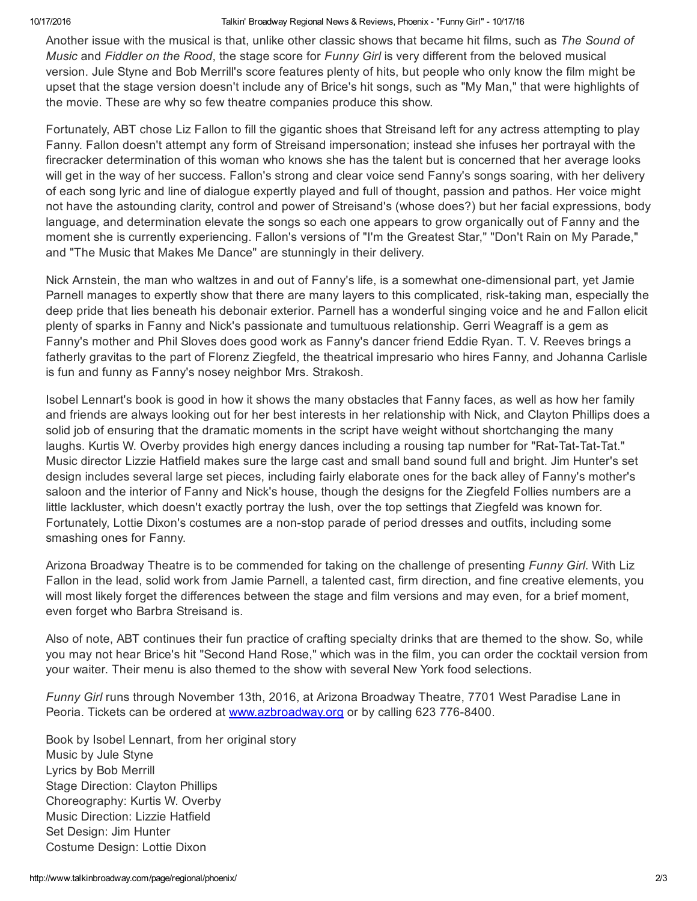Another issue with the musical is that, unlike other classic shows that became hit films, such as *The Sound of Music* and *Fiddler on the Rood*, the stage score for *Funny Girl* is very different from the beloved musical version. Jule Styne and Bob Merrill's score features plenty of hits, but people who only know the film might be upset that the stage version doesn't include any of Brice's hit songs, such as "My Man," that were highlights of the movie. These are why so few theatre companies produce this show.

Fortunately, ABT chose Liz Fallon to fill the gigantic shoes that Streisand left for any actress attempting to play Fanny. Fallon doesn't attempt any form of Streisand impersonation; instead she infuses her portrayal with the firecracker determination of this woman who knows she has the talent but is concerned that her average looks will get in the way of her success. Fallon's strong and clear voice send Fanny's songs soaring, with her delivery of each song lyric and line of dialogue expertly played and full of thought, passion and pathos. Her voice might not have the astounding clarity, control and power of Streisand's (whose does?) but her facial expressions, body language, and determination elevate the songs so each one appears to grow organically out of Fanny and the moment she is currently experiencing. Fallon's versions of "I'm the Greatest Star," "Don't Rain on My Parade," and "The Music that Makes Me Dance" are stunningly in their delivery.

Nick Arnstein, the man who waltzes in and out of Fanny's life, is a somewhat one-dimensional part, yet Jamie Parnell manages to expertly show that there are many layers to this complicated, risk-taking man, especially the deep pride that lies beneath his debonair exterior. Parnell has a wonderful singing voice and he and Fallon elicit plenty of sparks in Fanny and Nick's passionate and tumultuous relationship. Gerri Weagraff is a gem as Fanny's mother and Phil Sloves does good work as Fanny's dancer friend Eddie Ryan. T. V. Reeves brings a fatherly gravitas to the part of Florenz Ziegfeld, the theatrical impresario who hires Fanny, and Johanna Carlisle is fun and funny as Fanny's nosey neighbor Mrs. Strakosh.

Isobel Lennart's book is good in how it shows the many obstacles that Fanny faces, as well as how her family and friends are always looking out for her best interests in her relationship with Nick, and Clayton Phillips does a solid job of ensuring that the dramatic moments in the script have weight without shortchanging the many laughs. Kurtis W. Overby provides high energy dances including a rousing tap number for "Rat-Tat-Tat-Tat." Music director Lizzie Hatfield makes sure the large cast and small band sound full and bright. Jim Hunter's set design includes several large set pieces, including fairly elaborate ones for the back alley of Fanny's mother's saloon and the interior of Fanny and Nick's house, though the designs for the Ziegfeld Follies numbers are a little lackluster, which doesn't exactly portray the lush, over the top settings that Ziegfeld was known for. Fortunately, Lottie Dixon's costumes are a non-stop parade of period dresses and outfits, including some smashing ones for Fanny.

Arizona Broadway Theatre is to be commended for taking on the challenge of presenting *Funny Girl*. With Liz Fallon in the lead, solid work from Jamie Parnell, a talented cast, firm direction, and fine creative elements, you will most likely forget the differences between the stage and film versions and may even, for a brief moment, even forget who Barbra Streisand is.

Also of note, ABT continues their fun practice of crafting specialty drinks that are themed to the show. So, while you may not hear Brice's hit "Second Hand Rose," which was in the film, you can order the cocktail version from your waiter. Their menu is also themed to the show with several New York food selections.

*Funny Girl* runs through November 13th, 2016, at Arizona Broadway Theatre, 7701 West Paradise Lane in Peoria. Tickets can be ordered at [www.azbroadway.org](http://www.azbroadway.org) or by calling 623 776-8400.

Book by Isobel Lennart, from her original story
Music by Jule Styne
Lyrics by Bob Merrill
Stage Direction: Clayton Phillips
Choreography: Kurtis W. Overby
Music Direction: Lizzie Hatfield
Set Design: Jim Hunter
Costume Design: Lottie Dixon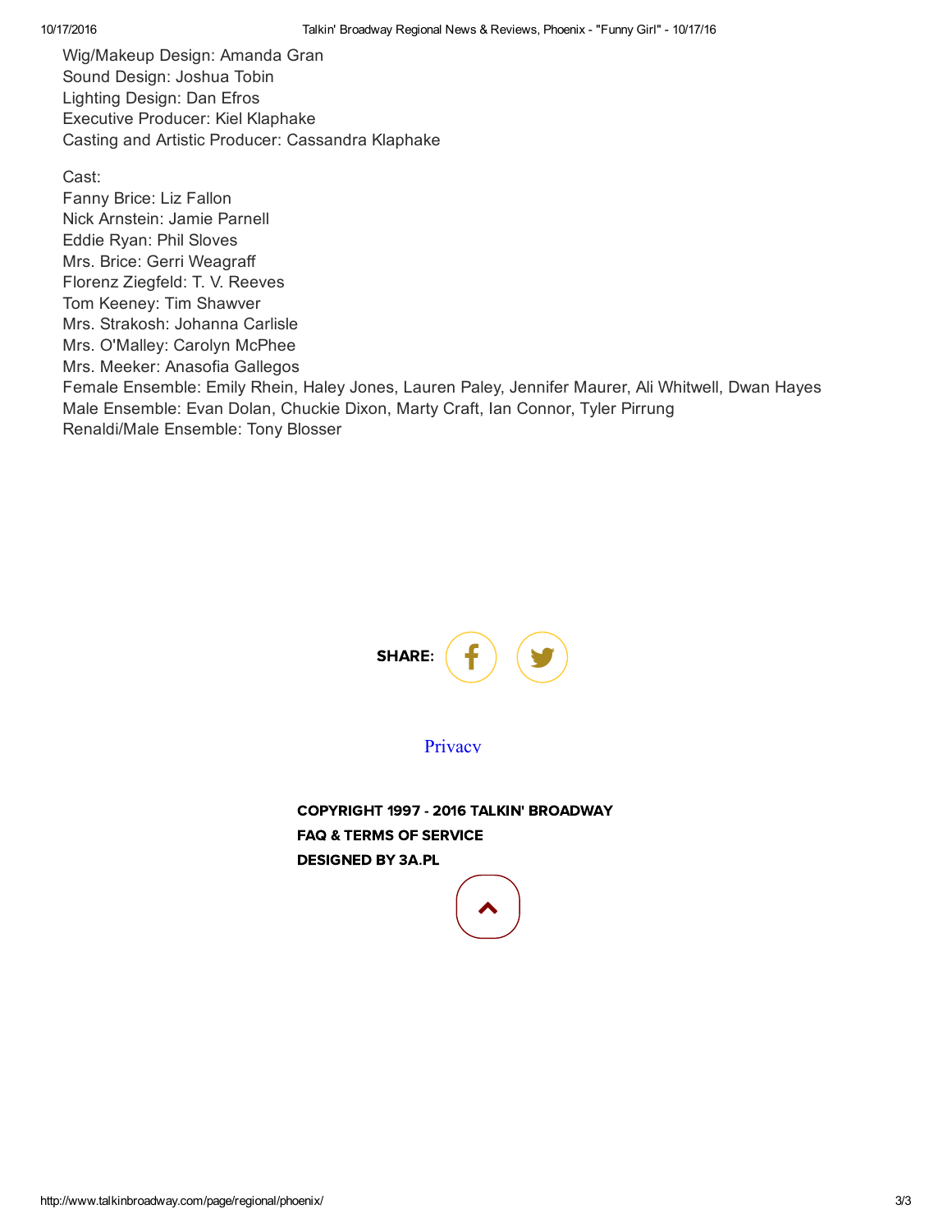Wig/Makeup Design: Amanda Gran
Sound Design: Joshua Tobin
Lighting Design: Dan Efros
Executive Producer: Kiel Klaphake
Casting and Artistic Producer: Cassandra Klaphake

Cast:
Fanny Brice: Liz Fallon
Nick Arnstein: Jamie Parnell
Eddie Ryan: Phil Sloves
Mrs. Brice: Gerri Weagraff
Florenz Ziegfeld: T. V. Reeves
Tom Keeney: Tim Shawver
Mrs. Strakosh: Johanna Carlisle
Mrs. O'Malley: Carolyn McPhee
Mrs. Meeker: Anasofia Gallegos
Female Ensemble: Emily Rhein, Haley Jones, Lauren Paley, Jennifer Maurer, Ali Whitwell, Dwan Hayes
Male Ensemble: Evan Dolan, Chuckie Dixon, Marty Craft, Ian Connor, Tyler Pirrung
Renaldi/Male Ensemble: Tony Blosser

SHARE:

Privacy

**COPYRIGHT 1997 - 2016 TALKIN' BROADWAY**
**FAQ & TERMS OF SERVICE**
**DESIGNED BY 3A.PL**